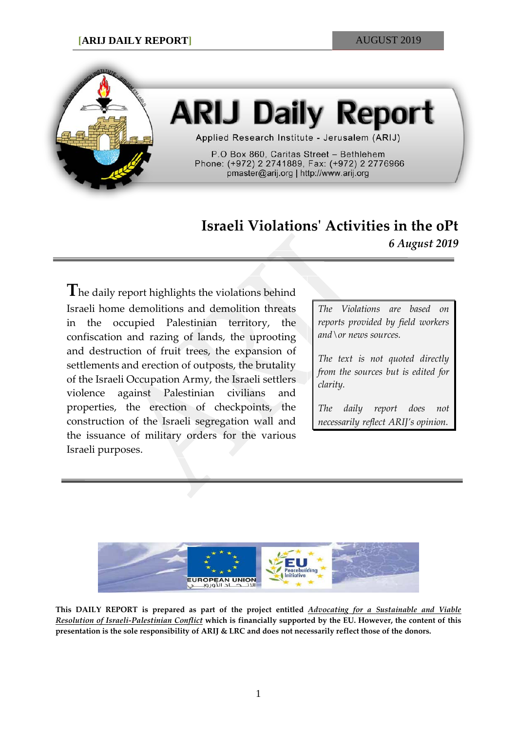# ARIJ Daily Report

Applied Research Institute - Jerusalem (ARIJ)

P.O Box 860, Caritas Street – Bethlehem
Phone: (+972) 2 2741889, Fax: (+972) 2 2776966
pmaster@arij.org | http://www.arij.org

## Israeli Violations' Activities in the oPt

*6 August 2019*

The daily report highlights the violations behind Israeli home demolitions and demolition threats in the occupied Palestinian territory, the confiscation and razing of lands, the uprooting and destruction of fruit trees, the expansion of settlements and erection of outposts, the brutality of the Israeli Occupation Army, the Israeli settlers violence against Palestinian civilians and properties, the erection of checkpoints, the construction of the Israeli segregation wall and the issuance of military orders for the various Israeli purposes.

*The Violations are based on reports provided by field workers and\or news sources.*

*The text is not quoted directly from the sources but is edited for clarity.*

*The daily report does not necessarily reflect ARIJ's opinion.*

**This DAILY REPORT is prepared as part of the project entitled *Advocating for a Sustainable and Viable Resolution of Israeli-Palestinian Conflict* which is financially supported by the EU. However, the content of this presentation is the sole responsibility of ARIJ & LRC and does not necessarily reflect those of the donors.**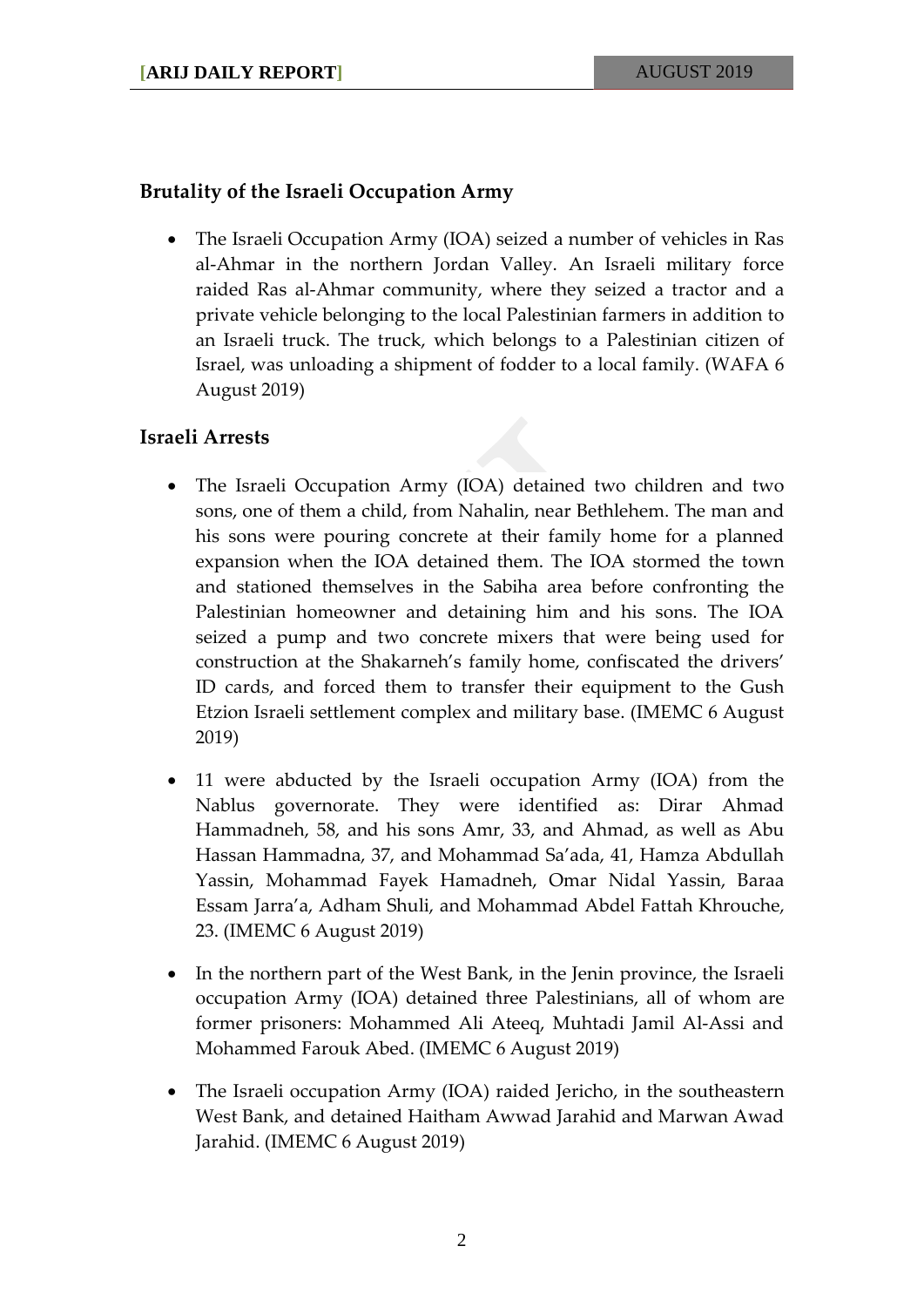## Brutality of the Israeli Occupation Army

- The Israeli Occupation Army (IOA) seized a number of vehicles in Ras al-Ahmar in the northern Jordan Valley. An Israeli military force raided Ras al-Ahmar community, where they seized a tractor and a private vehicle belonging to the local Palestinian farmers in addition to an Israeli truck. The truck, which belongs to a Palestinian citizen of Israel, was unloading a shipment of fodder to a local family. (WAFA 6 August 2019)

## Israeli Arrests

- The Israeli Occupation Army (IOA) detained two children and two sons, one of them a child, from Nahalin, near Bethlehem. The man and his sons were pouring concrete at their family home for a planned expansion when the IOA detained them. The IOA stormed the town and stationed themselves in the Sabiha area before confronting the Palestinian homeowner and detaining him and his sons. The IOA seized a pump and two concrete mixers that were being used for construction at the Shakarneh's family home, confiscated the drivers' ID cards, and forced them to transfer their equipment to the Gush Etzion Israeli settlement complex and military base. (IMEMC 6 August 2019)

- 11 were abducted by the Israeli occupation Army (IOA) from the Nablus governorate. They were identified as: Dirar Ahmad Hammadneh, 58, and his sons Amr, 33, and Ahmad, as well as Abu Hassan Hammadna, 37, and Mohammad Sa'ada, 41, Hamza Abdullah Yassin, Mohammad Fayek Hamadneh, Omar Nidal Yassin, Baraa Essam Jarra'a, Adham Shuli, and Mohammad Abdel Fattah Khrouche, 23. (IMEMC 6 August 2019)

- In the northern part of the West Bank, in the Jenin province, the Israeli occupation Army (IOA) detained three Palestinians, all of whom are former prisoners: Mohammed Ali Ateeq, Muhtadi Jamil Al-Assi and Mohammed Farouk Abed. (IMEMC 6 August 2019)

- The Israeli occupation Army (IOA) raided Jericho, in the southeastern West Bank, and detained Haitham Awwad Jarahid and Marwan Awad Jarahid. (IMEMC 6 August 2019)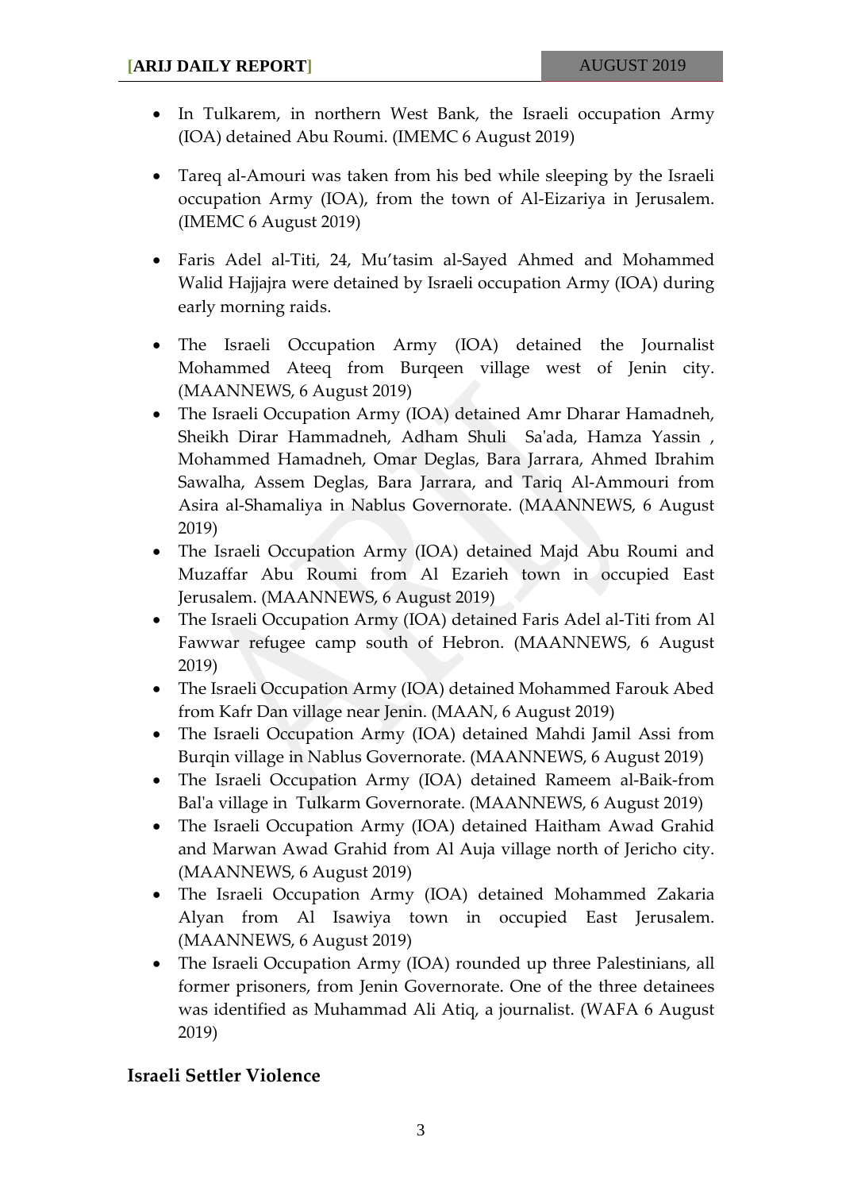- In Tulkarem, in northern West Bank, the Israeli occupation Army (IOA) detained Abu Roumi. (IMEMC 6 August 2019)
- Tareq al-Amouri was taken from his bed while sleeping by the Israeli occupation Army (IOA), from the town of Al-Eizariya in Jerusalem. (IMEMC 6 August 2019)
- Faris Adel al-Titi, 24, Mu'tasim al-Sayed Ahmed and Mohammed Walid Hajjajra were detained by Israeli occupation Army (IOA) during early morning raids.
- The Israeli Occupation Army (IOA) detained the Journalist Mohammed Ateeq from Burqeen village west of Jenin city. (MAANNEWS, 6 August 2019)
- The Israeli Occupation Army (IOA) detained Amr Dharar Hamadneh, Sheikh Dirar Hammadneh, Adham Shuli Sa'ada, Hamza Yassin , Mohammed Hamadneh, Omar Deglas, Bara Jarrara, Ahmed Ibrahim Sawalha, Assem Deglas, Bara Jarrara, and Tariq Al-Ammouri from Asira al-Shamaliya in Nablus Governorate. (MAANNEWS, 6 August 2019)
- The Israeli Occupation Army (IOA) detained Majd Abu Roumi and Muzaffar Abu Roumi from Al Ezarieh town in occupied East Jerusalem. (MAANNEWS, 6 August 2019)
- The Israeli Occupation Army (IOA) detained Faris Adel al-Titi from Al Fawwar refugee camp south of Hebron. (MAANNEWS, 6 August 2019)
- The Israeli Occupation Army (IOA) detained Mohammed Farouk Abed from Kafr Dan village near Jenin. (MAAN, 6 August 2019)
- The Israeli Occupation Army (IOA) detained Mahdi Jamil Assi from Burqin village in Nablus Governorate. (MAANNEWS, 6 August 2019)
- The Israeli Occupation Army (IOA) detained Rameem al-Baik-from Bal'a village in Tulkarm Governorate. (MAANNEWS, 6 August 2019)
- The Israeli Occupation Army (IOA) detained Haitham Awad Grahid and Marwan Awad Grahid from Al Auja village north of Jericho city. (MAANNEWS, 6 August 2019)
- The Israeli Occupation Army (IOA) detained Mohammed Zakaria Alyan from Al Isawiya town in occupied East Jerusalem. (MAANNEWS, 6 August 2019)
- The Israeli Occupation Army (IOA) rounded up three Palestinians, all former prisoners, from Jenin Governorate. One of the three detainees was identified as Muhammad Ali Atiq, a journalist. (WAFA 6 August 2019)

## Israeli Settler Violence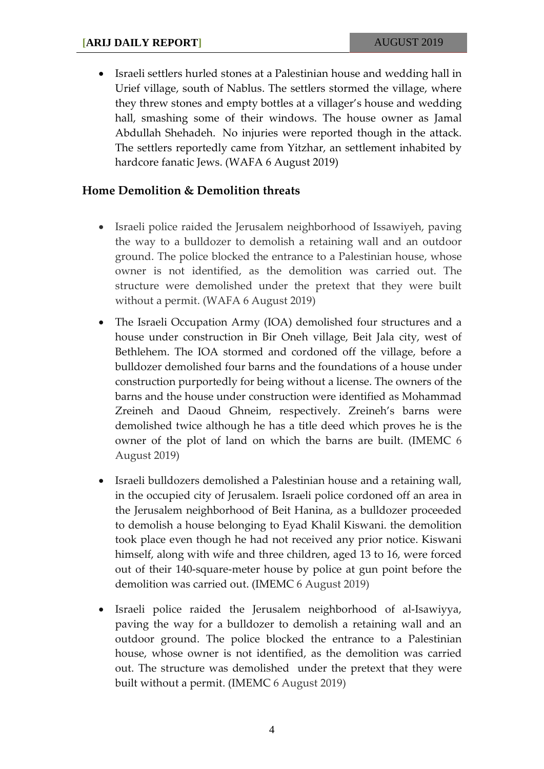- Israeli settlers hurled stones at a Palestinian house and wedding hall in Urief village, south of Nablus. The settlers stormed the village, where they threw stones and empty bottles at a villager's house and wedding hall, smashing some of their windows. The house owner as Jamal Abdullah Shehadeh. No injuries were reported though in the attack. The settlers reportedly came from Yitzhar, an settlement inhabited by hardcore fanatic Jews. (WAFA 6 August 2019)

## Home Demolition & Demolition threats

- Israeli police raided the Jerusalem neighborhood of Issawiyeh, paving the way to a bulldozer to demolish a retaining wall and an outdoor ground. The police blocked the entrance to a Palestinian house, whose owner is not identified, as the demolition was carried out. The structure were demolished under the pretext that they were built without a permit. (WAFA 6 August 2019)
- The Israeli Occupation Army (IOA) demolished four structures and a house under construction in Bir Oneh village, Beit Jala city, west of Bethlehem. The IOA stormed and cordoned off the village, before a bulldozer demolished four barns and the foundations of a house under construction purportedly for being without a license. The owners of the barns and the house under construction were identified as Mohammad Zreineh and Daoud Ghneim, respectively. Zreineh's barns were demolished twice although he has a title deed which proves he is the owner of the plot of land on which the barns are built. (IMEMC 6 August 2019)
- Israeli bulldozers demolished a Palestinian house and a retaining wall, in the occupied city of Jerusalem. Israeli police cordoned off an area in the Jerusalem neighborhood of Beit Hanina, as a bulldozer proceeded to demolish a house belonging to Eyad Khalil Kiswani. the demolition took place even though he had not received any prior notice. Kiswani himself, along with wife and three children, aged 13 to 16, were forced out of their 140-square-meter house by police at gun point before the demolition was carried out. (IMEMC 6 August 2019)
- Israeli police raided the Jerusalem neighborhood of al-Isawiyya, paving the way for a bulldozer to demolish a retaining wall and an outdoor ground. The police blocked the entrance to a Palestinian house, whose owner is not identified, as the demolition was carried out. The structure was demolished under the pretext that they were built without a permit. (IMEMC 6 August 2019)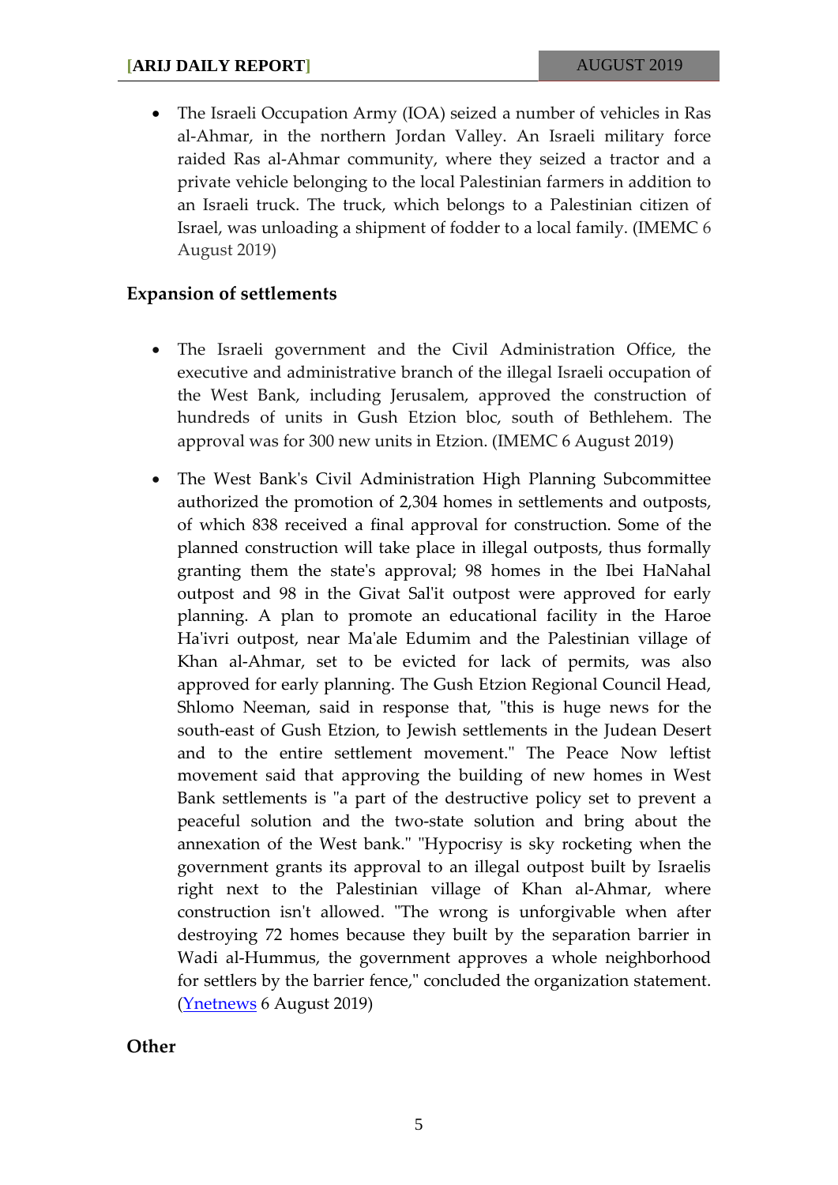- The Israeli Occupation Army (IOA) seized a number of vehicles in Ras al-Ahmar, in the northern Jordan Valley. An Israeli military force raided Ras al-Ahmar community, where they seized a tractor and a private vehicle belonging to the local Palestinian farmers in addition to an Israeli truck. The truck, which belongs to a Palestinian citizen of Israel, was unloading a shipment of fodder to a local family. (IMEMC 6 August 2019)

## Expansion of settlements

- The Israeli government and the Civil Administration Office, the executive and administrative branch of the illegal Israeli occupation of the West Bank, including Jerusalem, approved the construction of hundreds of units in Gush Etzion bloc, south of Bethlehem. The approval was for 300 new units in Etzion. (IMEMC 6 August 2019)

- The West Bank's Civil Administration High Planning Subcommittee authorized the promotion of 2,304 homes in settlements and outposts, of which 838 received a final approval for construction. Some of the planned construction will take place in illegal outposts, thus formally granting them the state's approval; 98 homes in the Ibei HaNahal outpost and 98 in the Givat Sal'it outpost were approved for early planning. A plan to promote an educational facility in the Haroe Ha'ivri outpost, near Ma'ale Edumim and the Palestinian village of Khan al-Ahmar, set to be evicted for lack of permits, was also approved for early planning. The Gush Etzion Regional Council Head, Shlomo Neeman, said in response that, "this is huge news for the south-east of Gush Etzion, to Jewish settlements in the Judean Desert and to the entire settlement movement." The Peace Now leftist movement said that approving the building of new homes in West Bank settlements is "a part of the destructive policy set to prevent a peaceful solution and the two-state solution and bring about the annexation of the West bank." "Hypocrisy is sky rocketing when the government grants its approval to an illegal outpost built by Israelis right next to the Palestinian village of Khan al-Ahmar, where construction isn't allowed. "The wrong is unforgivable when after destroying 72 homes because they built by the separation barrier in Wadi al-Hummus, the government approves a whole neighborhood for settlers by the barrier fence," concluded the organization statement. (Ynetnews 6 August 2019)

## Other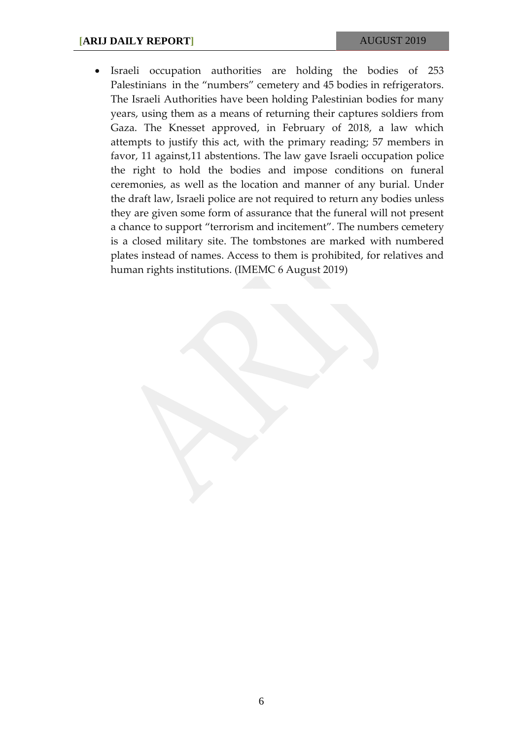- Israeli occupation authorities are holding the bodies of 253 Palestinians in the "numbers" cemetery and 45 bodies in refrigerators. The Israeli Authorities have been holding Palestinian bodies for many years, using them as a means of returning their captures soldiers from Gaza. The Knesset approved, in February of 2018, a law which attempts to justify this act, with the primary reading; 57 members in favor, 11 against,11 abstentions. The law gave Israeli occupation police the right to hold the bodies and impose conditions on funeral ceremonies, as well as the location and manner of any burial. Under the draft law, Israeli police are not required to return any bodies unless they are given some form of assurance that the funeral will not present a chance to support "terrorism and incitement". The numbers cemetery is a closed military site. The tombstones are marked with numbered plates instead of names. Access to them is prohibited, for relatives and human rights institutions. (IMEMC 6 August 2019)